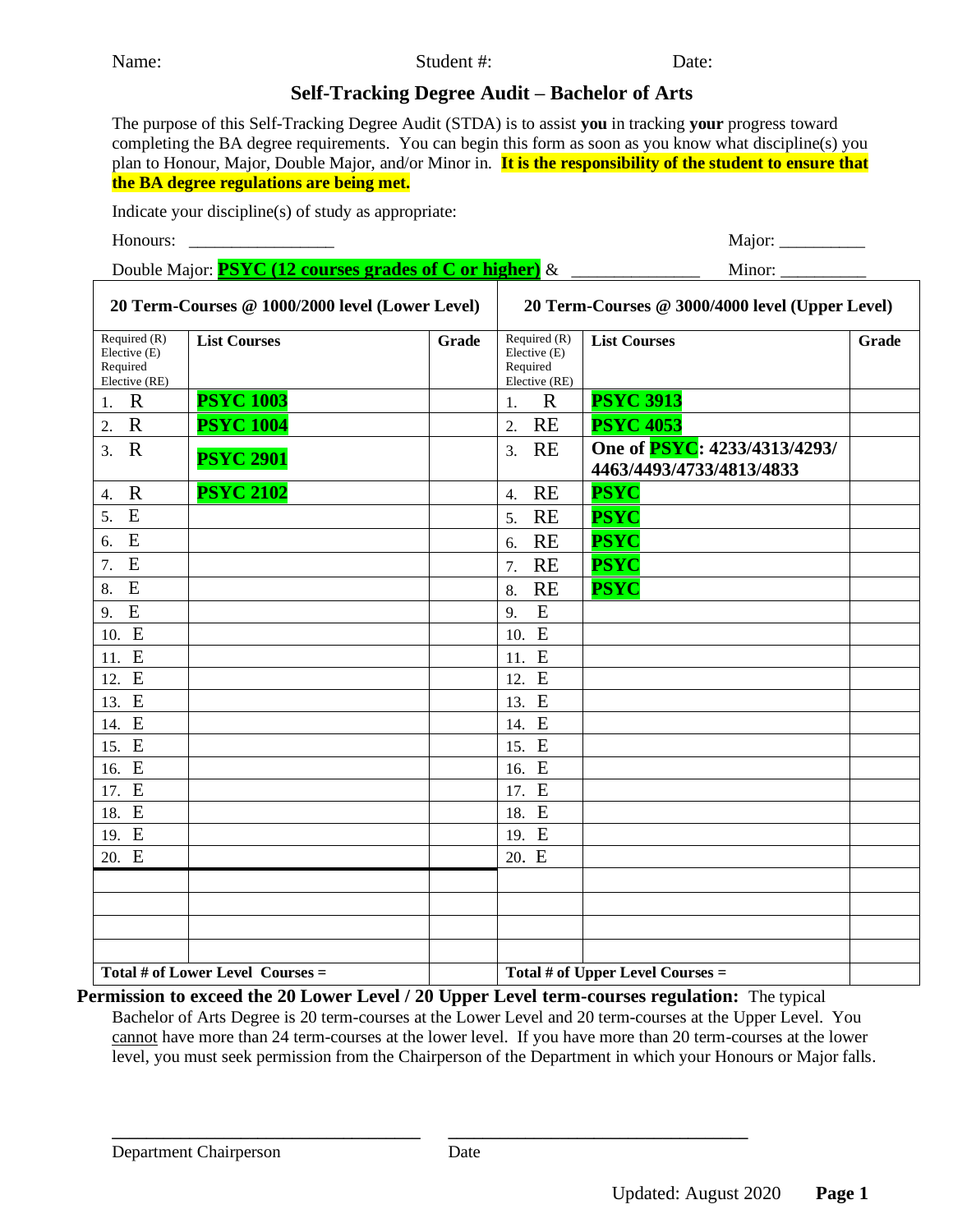Name: Student #: Date:

## Self-Tracking Degree Audit – Bachelor of Arts

The purpose of this Self-Tracking Degree Audit (STDA) is to assist **you** in tracking **your** progress toward completing the BA degree requirements. You can begin this form as soon as you know what discipline(s) you plan to Honour, Major, Double Major, and/or Minor in. **It is the responsibility of the student to ensure that the BA degree regulations are being met.**

Indicate your discipline(s) of study as appropriate:

Honours: ________________ Major: __________

Double Major: **PSYC (12 courses grades of C or higher)** & _______________ Minor: __________

| 20 Term-Courses @ 1000/2000 level (Lower Level) | | | 20 Term-Courses @ 3000/4000 level (Upper Level) | | |
|---|---|---|---|---|---|
| Required (R) Elective (E) Required Elective (RE) | **List Courses** | **Grade** | Required (R) Elective (E) Required Elective (RE) | **List Courses** | **Grade** |
| 1. R | **PSYC 1003** | | 1. R | **PSYC 3913** | |
| 2. R | **PSYC 1004** | | 2. RE | **PSYC 4053** | |
| 3. R | **PSYC 2901** | | 3. RE | **One of PSYC: 4233/4313/4293/ 4463/4493/4733/4813/4833** | |
| 4. R | **PSYC 2102** | | 4. RE | **PSYC** | |
| 5. E | | | 5. RE | **PSYC** | |
| 6. E | | | 6. RE | **PSYC** | |
| 7. E | | | 7. RE | **PSYC** | |
| 8. E | | | 8. RE | **PSYC** | |
| 9. E | | | 9. E | | |
| 10. E | | | 10. E | | |
| 11. E | | | 11. E | | |
| 12. E | | | 12. E | | |
| 13. E | | | 13. E | | |
| 14. E | | | 14. E | | |
| 15. E | | | 15. E | | |
| 16. E | | | 16. E | | |
| 17. E | | | 17. E | | |
| 18. E | | | 18. E | | |
| 19. E | | | 19. E | | |
| 20. E | | | 20. E | | |
| | | | | | |
| | | | | | |
| | | | | | |
| | | | | | |
| **Total # of Lower Level Courses =** | | | **Total # of Upper Level Courses =** | | |

**Permission to exceed the 20 Lower Level / 20 Upper Level term-courses regulation:** The typical Bachelor of Arts Degree is 20 term-courses at the Lower Level and 20 term-courses at the Upper Level. You cannot have more than 24 term-courses at the lower level. If you have more than 20 term-courses at the lower level, you must seek permission from the Chairperson of the Department in which your Honours or Major falls.

_________________________________ _________________________________

Department Chairperson Date

Updated: August 2020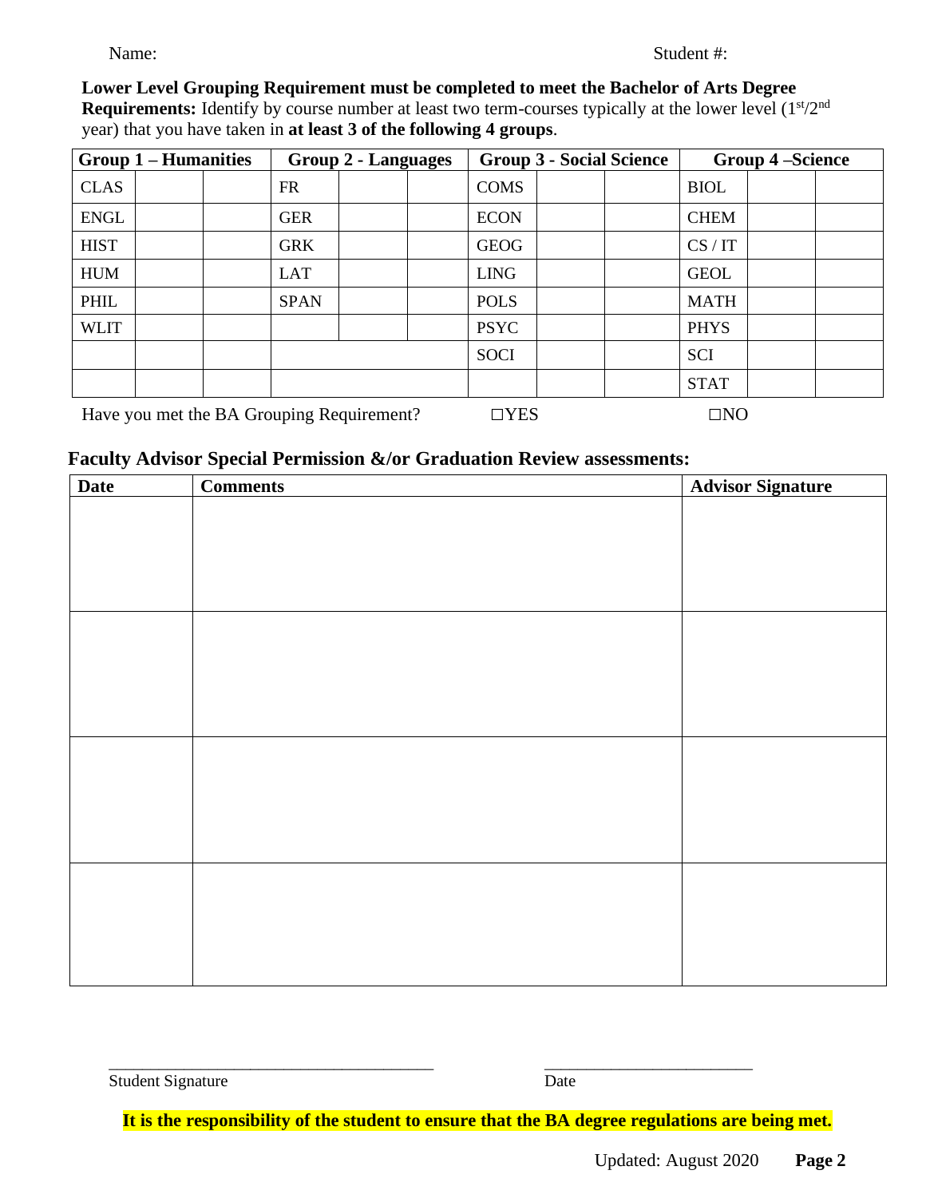Name: Student #:

**Lower Level Grouping Requirement must be completed to meet the Bachelor of Arts Degree Requirements:** Identify by course number at least two term-courses typically at the lower level (1st/2nd year) that you have taken in **at least 3 of the following 4 groups**.

| Group 1 – Humanities | | | Group 2 - Languages | | | Group 3 - Social Science | | | Group 4 –Science | | |
|---|---|---|---|---|---|---|---|---|---|---|---|
| CLAS | | | FR | | | COMS | | | BIOL | | |
| ENGL | | | GER | | | ECON | | | CHEM | | |
| HIST | | | GRK | | | GEOG | | | CS / IT | | |
| HUM | | | LAT | | | LING | | | GEOL | | |
| PHIL | | | SPAN | | | POLS | | | MATH | | |
| WLIT | | | | | | PSYC | | | PHYS | | |
| | | | | | | SOCI | | | SCI | | |
| | | | | | | | | | STAT | | |

Have you met the BA Grouping Requirement? ☐YES ☐NO

## Faculty Advisor Special Permission &/or Graduation Review assessments:

| Date | Comments | Advisor Signature |
|---|---|---|
| | | |
| | | |
| | | |
| | | |

\_\_\_\_\_\_\_\_\_\_\_\_\_\_\_\_\_\_\_\_\_\_\_\_\_\_\_\_\_\_\_\_\_\_\_\_\_\_\_\_ \_\_\_\_\_\_\_\_\_\_\_\_\_\_\_\_\_\_\_\_\_\_\_\_\_\_

Student Signature Date

**It is the responsibility of the student to ensure that the BA degree regulations are being met.**

Updated: August 2020